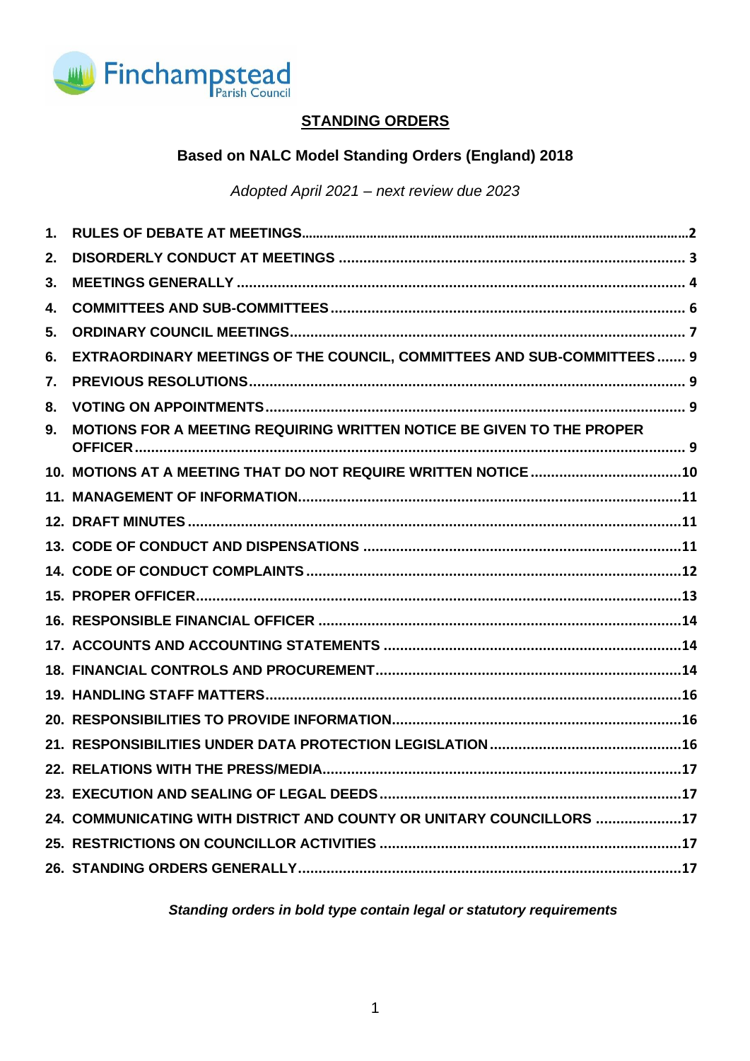Finchampstead Parish Council

# STANDING ORDERS

## Based on NALC Model Standing Orders (England) 2018

*Adopted April 2021 – next review due 2023*

1. **RULES OF DEBATE AT MEETINGS** ..... 2
2. **DISORDERLY CONDUCT AT MEETINGS** ..... 3
3. **MEETINGS GENERALLY** ..... 4
4. **COMMITTEES AND SUB-COMMITTEES** ..... 6
5. **ORDINARY COUNCIL MEETINGS** ..... 7
6. **EXTRAORDINARY MEETINGS OF THE COUNCIL, COMMITTEES AND SUB-COMMITTEES** ..... 9
7. **PREVIOUS RESOLUTIONS** ..... 9
8. **VOTING ON APPOINTMENTS** ..... 9
9. **MOTIONS FOR A MEETING REQUIRING WRITTEN NOTICE BE GIVEN TO THE PROPER OFFICER** ..... 9
10. **MOTIONS AT A MEETING THAT DO NOT REQUIRE WRITTEN NOTICE** ..... 10
11. **MANAGEMENT OF INFORMATION** ..... 11
12. **DRAFT MINUTES** ..... 11
13. **CODE OF CONDUCT AND DISPENSATIONS** ..... 11
14. **CODE OF CONDUCT COMPLAINTS** ..... 12
15. **PROPER OFFICER** ..... 13
16. **RESPONSIBLE FINANCIAL OFFICER** ..... 14
17. **ACCOUNTS AND ACCOUNTING STATEMENTS** ..... 14
18. **FINANCIAL CONTROLS AND PROCUREMENT** ..... 14
19. **HANDLING STAFF MATTERS** ..... 16
20. **RESPONSIBILITIES TO PROVIDE INFORMATION** ..... 16
21. **RESPONSIBILITIES UNDER DATA PROTECTION LEGISLATION** ..... 16
22. **RELATIONS WITH THE PRESS/MEDIA** ..... 17
23. **EXECUTION AND SEALING OF LEGAL DEEDS** ..... 17
24. **COMMUNICATING WITH DISTRICT AND COUNTY OR UNITARY COUNCILLORS** ..... 17
25. **RESTRICTIONS ON COUNCILLOR ACTIVITIES** ..... 17
26. **STANDING ORDERS GENERALLY** ..... 17

***Standing orders in bold type contain legal or statutory requirements***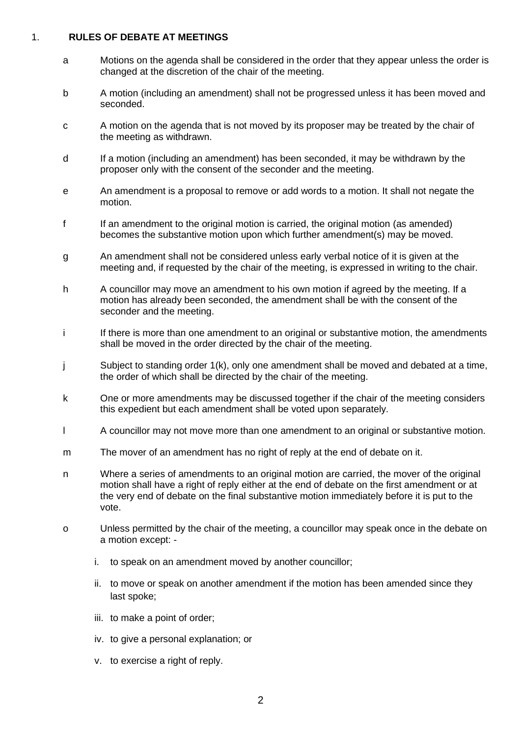## 1. RULES OF DEBATE AT MEETINGS

a. Motions on the agenda shall be considered in the order that they appear unless the order is changed at the discretion of the chair of the meeting.

b. A motion (including an amendment) shall not be progressed unless it has been moved and seconded.

c. A motion on the agenda that is not moved by its proposer may be treated by the chair of the meeting as withdrawn.

d. If a motion (including an amendment) has been seconded, it may be withdrawn by the proposer only with the consent of the seconder and the meeting.

e. An amendment is a proposal to remove or add words to a motion. It shall not negate the motion.

f. If an amendment to the original motion is carried, the original motion (as amended) becomes the substantive motion upon which further amendment(s) may be moved.

g. An amendment shall not be considered unless early verbal notice of it is given at the meeting and, if requested by the chair of the meeting, is expressed in writing to the chair.

h. A councillor may move an amendment to his own motion if agreed by the meeting. If a motion has already been seconded, the amendment shall be with the consent of the seconder and the meeting.

i. If there is more than one amendment to an original or substantive motion, the amendments shall be moved in the order directed by the chair of the meeting.

j. Subject to standing order 1(k), only one amendment shall be moved and debated at a time, the order of which shall be directed by the chair of the meeting.

k. One or more amendments may be discussed together if the chair of the meeting considers this expedient but each amendment shall be voted upon separately.

l. A councillor may not move more than one amendment to an original or substantive motion.

m. The mover of an amendment has no right of reply at the end of debate on it.

n. Where a series of amendments to an original motion are carried, the mover of the original motion shall have a right of reply either at the end of debate on the first amendment or at the very end of debate on the final substantive motion immediately before it is put to the vote.

o. Unless permitted by the chair of the meeting, a councillor may speak once in the debate on a motion except: -

   i. to speak on an amendment moved by another councillor;
   ii. to move or speak on another amendment if the motion has been amended since they last spoke;
   iii. to make a point of order;
   iv. to give a personal explanation; or
   v. to exercise a right of reply.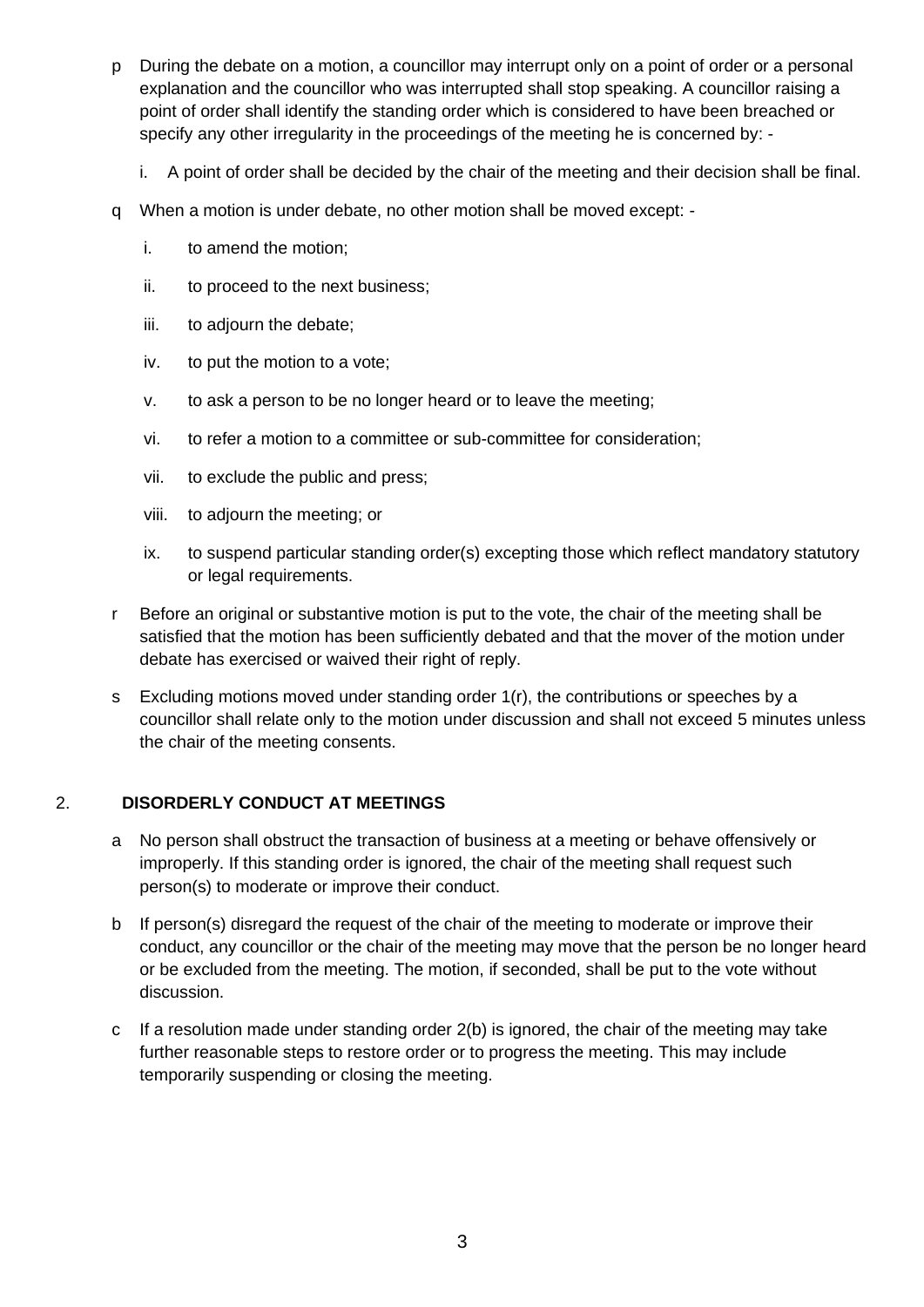p During the debate on a motion, a councillor may interrupt only on a point of order or a personal explanation and the councillor who was interrupted shall stop speaking. A councillor raising a point of order shall identify the standing order which is considered to have been breached or specify any other irregularity in the proceedings of the meeting he is concerned by: -

   i. A point of order shall be decided by the chair of the meeting and their decision shall be final.

q When a motion is under debate, no other motion shall be moved except: -

   i. to amend the motion;

   ii. to proceed to the next business;

   iii. to adjourn the debate;

   iv. to put the motion to a vote;

   v. to ask a person to be no longer heard or to leave the meeting;

   vi. to refer a motion to a committee or sub-committee for consideration;

   vii. to exclude the public and press;

   viii. to adjourn the meeting; or

   ix. to suspend particular standing order(s) excepting those which reflect mandatory statutory or legal requirements.

r Before an original or substantive motion is put to the vote, the chair of the meeting shall be satisfied that the motion has been sufficiently debated and that the mover of the motion under debate has exercised or waived their right of reply.

s Excluding motions moved under standing order 1(r), the contributions or speeches by a councillor shall relate only to the motion under discussion and shall not exceed 5 minutes unless the chair of the meeting consents.

## 2. DISORDERLY CONDUCT AT MEETINGS

a No person shall obstruct the transaction of business at a meeting or behave offensively or improperly. If this standing order is ignored, the chair of the meeting shall request such person(s) to moderate or improve their conduct.

b If person(s) disregard the request of the chair of the meeting to moderate or improve their conduct, any councillor or the chair of the meeting may move that the person be no longer heard or be excluded from the meeting. The motion, if seconded, shall be put to the vote without discussion.

c If a resolution made under standing order 2(b) is ignored, the chair of the meeting may take further reasonable steps to restore order or to progress the meeting. This may include temporarily suspending or closing the meeting.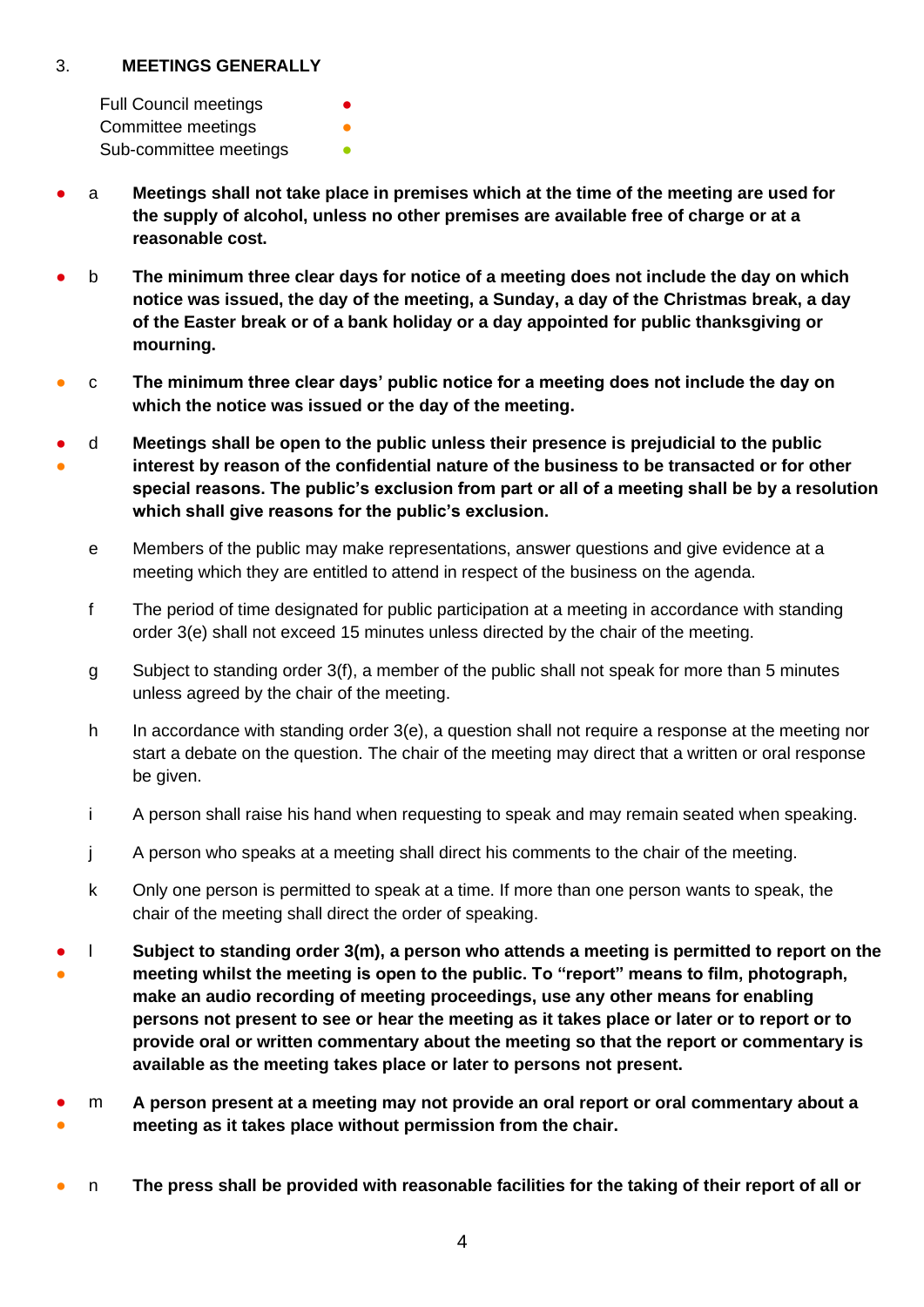## 3. MEETINGS GENERALLY

Full Council meetings ●
Committee meetings ●
Sub-committee meetings ●

● a **Meetings shall not take place in premises which at the time of the meeting are used for the supply of alcohol, unless no other premises are available free of charge or at a reasonable cost.**

● b **The minimum three clear days for notice of a meeting does not include the day on which notice was issued, the day of the meeting, a Sunday, a day of the Christmas break, a day of the Easter break or of a bank holiday or a day appointed for public thanksgiving or mourning.**

● c **The minimum three clear days' public notice for a meeting does not include the day on which the notice was issued or the day of the meeting.**

● ● d **Meetings shall be open to the public unless their presence is prejudicial to the public interest by reason of the confidential nature of the business to be transacted or for other special reasons. The public's exclusion from part or all of a meeting shall be by a resolution which shall give reasons for the public's exclusion.**

e Members of the public may make representations, answer questions and give evidence at a meeting which they are entitled to attend in respect of the business on the agenda.

f The period of time designated for public participation at a meeting in accordance with standing order 3(e) shall not exceed 15 minutes unless directed by the chair of the meeting.

g Subject to standing order 3(f), a member of the public shall not speak for more than 5 minutes unless agreed by the chair of the meeting.

h In accordance with standing order 3(e), a question shall not require a response at the meeting nor start a debate on the question. The chair of the meeting may direct that a written or oral response be given.

i A person shall raise his hand when requesting to speak and may remain seated when speaking.

j A person who speaks at a meeting shall direct his comments to the chair of the meeting.

k Only one person is permitted to speak at a time. If more than one person wants to speak, the chair of the meeting shall direct the order of speaking.

● ● l **Subject to standing order 3(m), a person who attends a meeting is permitted to report on the meeting whilst the meeting is open to the public. To "report" means to film, photograph, make an audio recording of meeting proceedings, use any other means for enabling persons not present to see or hear the meeting as it takes place or later or to report or to provide oral or written commentary about the meeting so that the report or commentary is available as the meeting takes place or later to persons not present.**

● ● m **A person present at a meeting may not provide an oral report or oral commentary about a meeting as it takes place without permission from the chair.**

● n **The press shall be provided with reasonable facilities for the taking of their report of all or**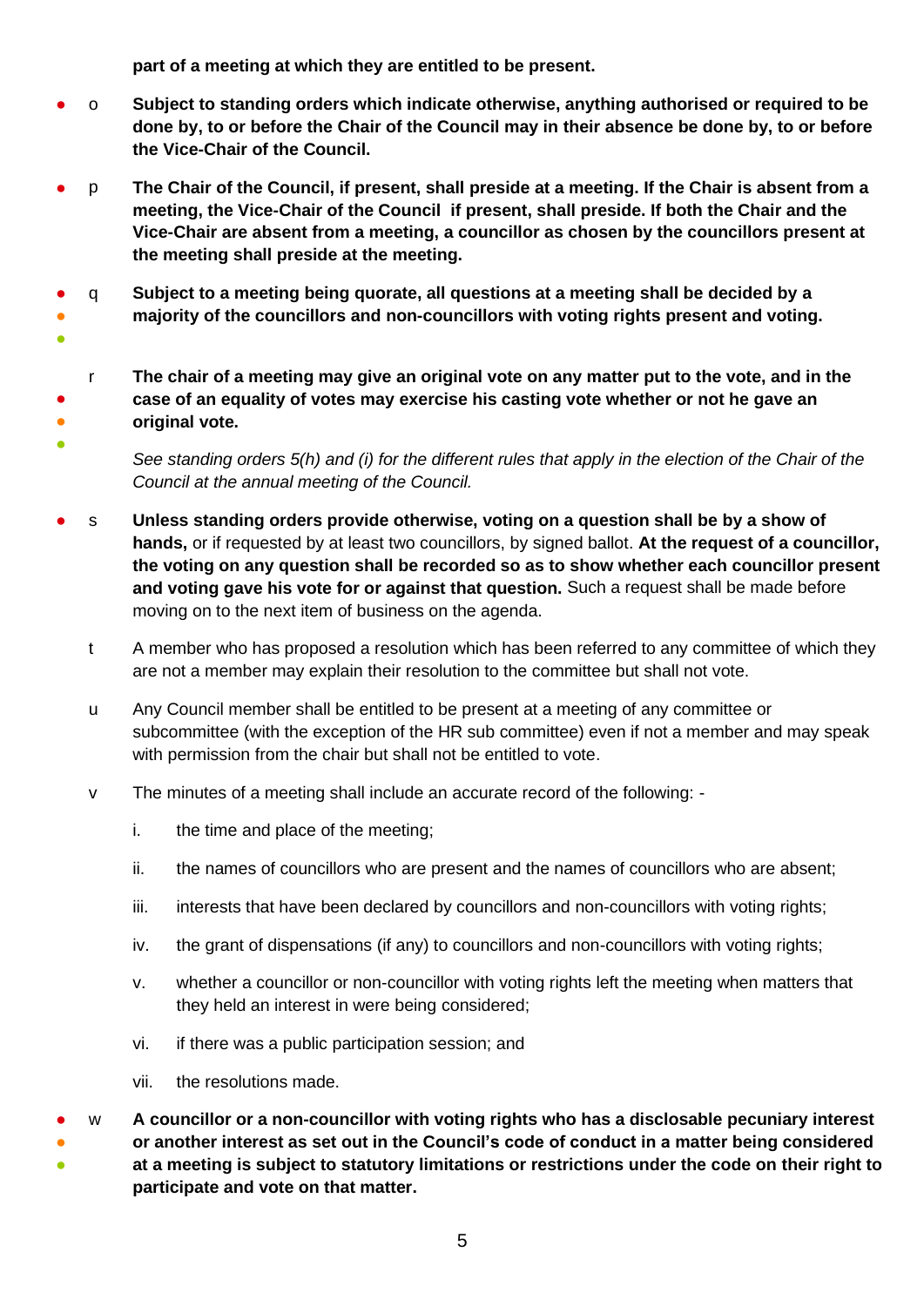**part of a meeting at which they are entitled to be present.**

o **Subject to standing orders which indicate otherwise, anything authorised or required to be done by, to or before the Chair of the Council may in their absence be done by, to or before the Vice-Chair of the Council.**

p **The Chair of the Council, if present, shall preside at a meeting. If the Chair is absent from a meeting, the Vice-Chair of the Council if present, shall preside. If both the Chair and the Vice-Chair are absent from a meeting, a councillor as chosen by the councillors present at the meeting shall preside at the meeting.**

q **Subject to a meeting being quorate, all questions at a meeting shall be decided by a majority of the councillors and non-councillors with voting rights present and voting.**

r **The chair of a meeting may give an original vote on any matter put to the vote, and in the case of an equality of votes may exercise his casting vote whether or not he gave an original vote.**

*See standing orders 5(h) and (i) for the different rules that apply in the election of the Chair of the Council at the annual meeting of the Council.*

s **Unless standing orders provide otherwise, voting on a question shall be by a show of hands,** or if requested by at least two councillors, by signed ballot. **At the request of a councillor, the voting on any question shall be recorded so as to show whether each councillor present and voting gave his vote for or against that question.** Such a request shall be made before moving on to the next item of business on the agenda.

t A member who has proposed a resolution which has been referred to any committee of which they are not a member may explain their resolution to the committee but shall not vote.

u Any Council member shall be entitled to be present at a meeting of any committee or subcommittee (with the exception of the HR sub committee) even if not a member and may speak with permission from the chair but shall not be entitled to vote.

v The minutes of a meeting shall include an accurate record of the following: -

i. the time and place of the meeting;

ii. the names of councillors who are present and the names of councillors who are absent;

iii. interests that have been declared by councillors and non-councillors with voting rights;

iv. the grant of dispensations (if any) to councillors and non-councillors with voting rights;

v. whether a councillor or non-councillor with voting rights left the meeting when matters that they held an interest in were being considered;

vi. if there was a public participation session; and

vii. the resolutions made.

w **A councillor or a non-councillor with voting rights who has a disclosable pecuniary interest or another interest as set out in the Council's code of conduct in a matter being considered at a meeting is subject to statutory limitations or restrictions under the code on their right to participate and vote on that matter.**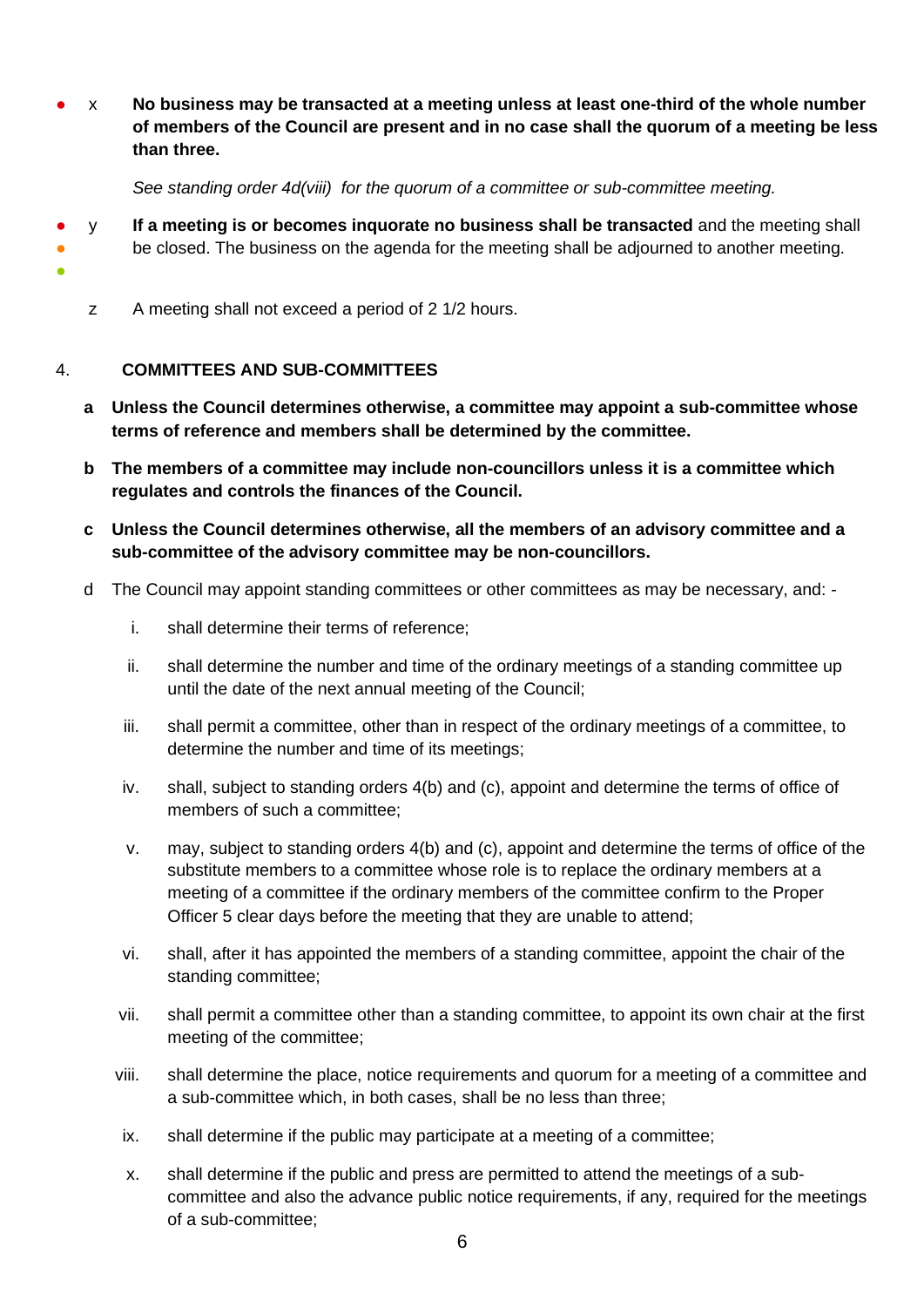- x **No business may be transacted at a meeting unless at least one-third of the whole number of members of the Council are present and in no case shall the quorum of a meeting be less than three.**

  *See standing order 4d(viii) for the quorum of a committee or sub-committee meeting.*

- y **If a meeting is or becomes inquorate no business shall be transacted** and the meeting shall be closed. The business on the agenda for the meeting shall be adjourned to another meeting.

- z A meeting shall not exceed a period of 2 1/2 hours.

## 4. COMMITTEES AND SUB-COMMITTEES

a **Unless the Council determines otherwise, a committee may appoint a sub-committee whose terms of reference and members shall be determined by the committee.**

b **The members of a committee may include non-councillors unless it is a committee which regulates and controls the finances of the Council.**

c **Unless the Council determines otherwise, all the members of an advisory committee and a sub-committee of the advisory committee may be non-councillors.**

d The Council may appoint standing committees or other committees as may be necessary, and: -

i. shall determine their terms of reference;

ii. shall determine the number and time of the ordinary meetings of a standing committee up until the date of the next annual meeting of the Council;

iii. shall permit a committee, other than in respect of the ordinary meetings of a committee, to determine the number and time of its meetings;

iv. shall, subject to standing orders 4(b) and (c), appoint and determine the terms of office of members of such a committee;

v. may, subject to standing orders 4(b) and (c), appoint and determine the terms of office of the substitute members to a committee whose role is to replace the ordinary members at a meeting of a committee if the ordinary members of the committee confirm to the Proper Officer 5 clear days before the meeting that they are unable to attend;

vi. shall, after it has appointed the members of a standing committee, appoint the chair of the standing committee;

vii. shall permit a committee other than a standing committee, to appoint its own chair at the first meeting of the committee;

viii. shall determine the place, notice requirements and quorum for a meeting of a committee and a sub-committee which, in both cases, shall be no less than three;

ix. shall determine if the public may participate at a meeting of a committee;

x. shall determine if the public and press are permitted to attend the meetings of a sub-committee and also the advance public notice requirements, if any, required for the meetings of a sub-committee;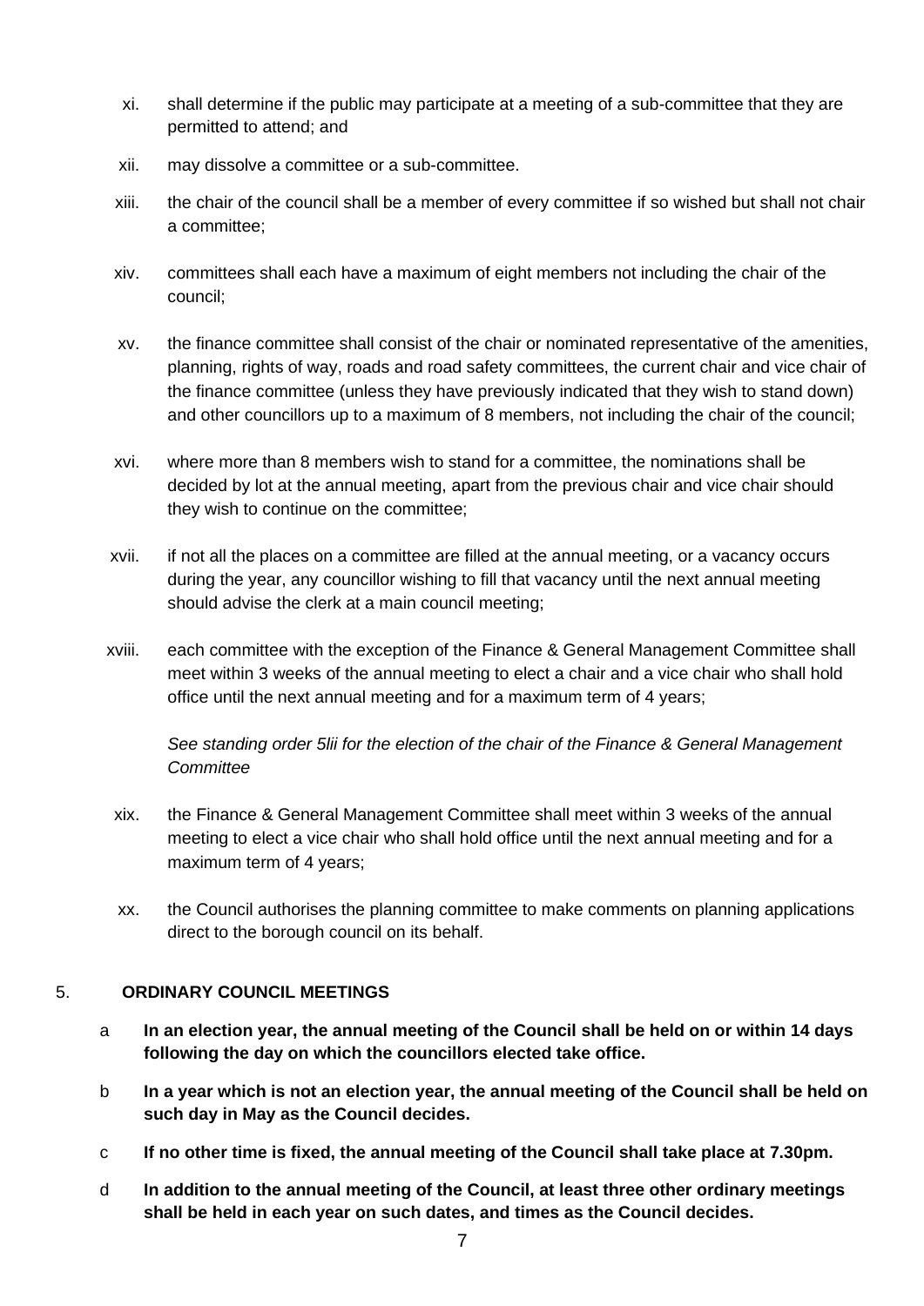xi. shall determine if the public may participate at a meeting of a sub-committee that they are permitted to attend; and

xii. may dissolve a committee or a sub-committee.

xiii. the chair of the council shall be a member of every committee if so wished but shall not chair a committee;

xiv. committees shall each have a maximum of eight members not including the chair of the council;

xv. the finance committee shall consist of the chair or nominated representative of the amenities, planning, rights of way, roads and road safety committees, the current chair and vice chair of the finance committee (unless they have previously indicated that they wish to stand down) and other councillors up to a maximum of 8 members, not including the chair of the council;

xvi. where more than 8 members wish to stand for a committee, the nominations shall be decided by lot at the annual meeting, apart from the previous chair and vice chair should they wish to continue on the committee;

xvii. if not all the places on a committee are filled at the annual meeting, or a vacancy occurs during the year, any councillor wishing to fill that vacancy until the next annual meeting should advise the clerk at a main council meeting;

xviii. each committee with the exception of the Finance & General Management Committee shall meet within 3 weeks of the annual meeting to elect a chair and a vice chair who shall hold office until the next annual meeting and for a maximum term of 4 years;

*See standing order 5lii for the election of the chair of the Finance & General Management Committee*

xix. the Finance & General Management Committee shall meet within 3 weeks of the annual meeting to elect a vice chair who shall hold office until the next annual meeting and for a maximum term of 4 years;

xx. the Council authorises the planning committee to make comments on planning applications direct to the borough council on its behalf.

## 5. ORDINARY COUNCIL MEETINGS

a **In an election year, the annual meeting of the Council shall be held on or within 14 days following the day on which the councillors elected take office.**

b **In a year which is not an election year, the annual meeting of the Council shall be held on such day in May as the Council decides.**

c **If no other time is fixed, the annual meeting of the Council shall take place at 7.30pm.**

d **In addition to the annual meeting of the Council, at least three other ordinary meetings shall be held in each year on such dates, and times as the Council decides.**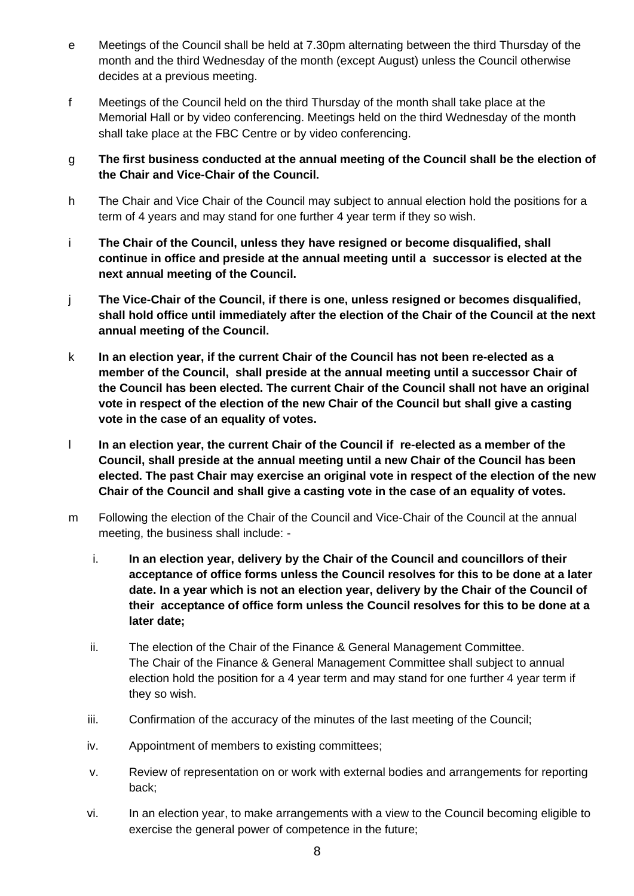e Meetings of the Council shall be held at 7.30pm alternating between the third Thursday of the month and the third Wednesday of the month (except August) unless the Council otherwise decides at a previous meeting.

f Meetings of the Council held on the third Thursday of the month shall take place at the Memorial Hall or by video conferencing. Meetings held on the third Wednesday of the month shall take place at the FBC Centre or by video conferencing.

g **The first business conducted at the annual meeting of the Council shall be the election of the Chair and Vice-Chair of the Council.**

h The Chair and Vice Chair of the Council may subject to annual election hold the positions for a term of 4 years and may stand for one further 4 year term if they so wish.

i **The Chair of the Council, unless they have resigned or become disqualified, shall continue in office and preside at the annual meeting until a successor is elected at the next annual meeting of the Council.**

j **The Vice-Chair of the Council, if there is one, unless resigned or becomes disqualified, shall hold office until immediately after the election of the Chair of the Council at the next annual meeting of the Council.**

k **In an election year, if the current Chair of the Council has not been re-elected as a member of the Council, shall preside at the annual meeting until a successor Chair of the Council has been elected. The current Chair of the Council shall not have an original vote in respect of the election of the new Chair of the Council but shall give a casting vote in the case of an equality of votes.**

l **In an election year, the current Chair of the Council if re-elected as a member of the Council, shall preside at the annual meeting until a new Chair of the Council has been elected. The past Chair may exercise an original vote in respect of the election of the new Chair of the Council and shall give a casting vote in the case of an equality of votes.**

m Following the election of the Chair of the Council and Vice-Chair of the Council at the annual meeting, the business shall include: -

  i. **In an election year, delivery by the Chair of the Council and councillors of their acceptance of office forms unless the Council resolves for this to be done at a later date. In a year which is not an election year, delivery by the Chair of the Council of their acceptance of office form unless the Council resolves for this to be done at a later date;**

  ii. The election of the Chair of the Finance & General Management Committee. The Chair of the Finance & General Management Committee shall subject to annual election hold the position for a 4 year term and may stand for one further 4 year term if they so wish.

  iii. Confirmation of the accuracy of the minutes of the last meeting of the Council;

  iv. Appointment of members to existing committees;

  v. Review of representation on or work with external bodies and arrangements for reporting back;

  vi. In an election year, to make arrangements with a view to the Council becoming eligible to exercise the general power of competence in the future;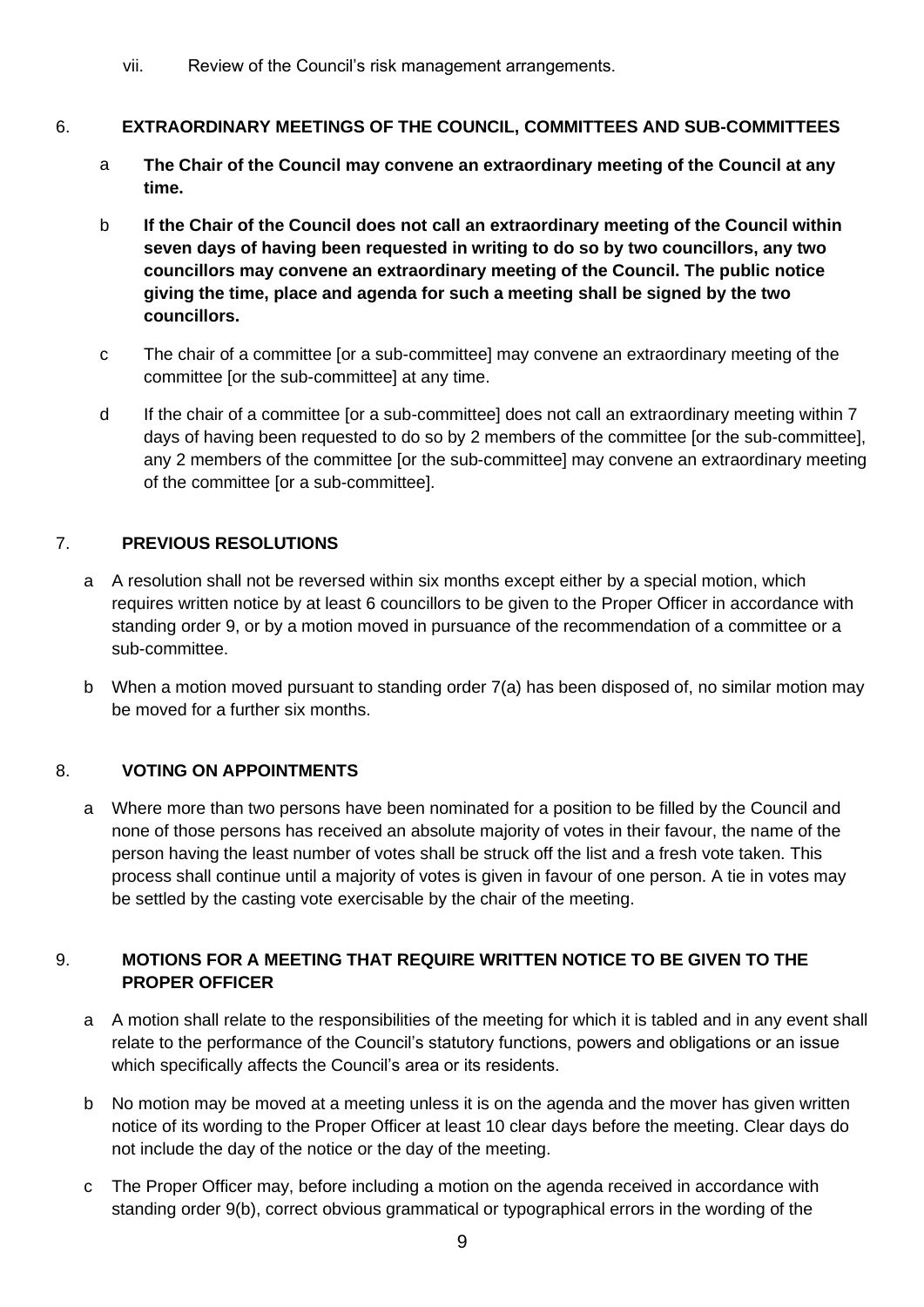vii. Review of the Council's risk management arrangements.

## 6. EXTRAORDINARY MEETINGS OF THE COUNCIL, COMMITTEES AND SUB-COMMITTEES

a **The Chair of the Council may convene an extraordinary meeting of the Council at any time.**

b **If the Chair of the Council does not call an extraordinary meeting of the Council within seven days of having been requested in writing to do so by two councillors, any two councillors may convene an extraordinary meeting of the Council. The public notice giving the time, place and agenda for such a meeting shall be signed by the two councillors.**

c The chair of a committee [or a sub-committee] may convene an extraordinary meeting of the committee [or the sub-committee] at any time.

d If the chair of a committee [or a sub-committee] does not call an extraordinary meeting within 7 days of having been requested to do so by 2 members of the committee [or the sub-committee], any 2 members of the committee [or the sub-committee] may convene an extraordinary meeting of the committee [or a sub-committee].

## 7. PREVIOUS RESOLUTIONS

a A resolution shall not be reversed within six months except either by a special motion, which requires written notice by at least 6 councillors to be given to the Proper Officer in accordance with standing order 9, or by a motion moved in pursuance of the recommendation of a committee or a sub-committee.

b When a motion moved pursuant to standing order 7(a) has been disposed of, no similar motion may be moved for a further six months.

## 8. VOTING ON APPOINTMENTS

a Where more than two persons have been nominated for a position to be filled by the Council and none of those persons has received an absolute majority of votes in their favour, the name of the person having the least number of votes shall be struck off the list and a fresh vote taken. This process shall continue until a majority of votes is given in favour of one person. A tie in votes may be settled by the casting vote exercisable by the chair of the meeting.

## 9. MOTIONS FOR A MEETING THAT REQUIRE WRITTEN NOTICE TO BE GIVEN TO THE PROPER OFFICER

a A motion shall relate to the responsibilities of the meeting for which it is tabled and in any event shall relate to the performance of the Council's statutory functions, powers and obligations or an issue which specifically affects the Council's area or its residents.

b No motion may be moved at a meeting unless it is on the agenda and the mover has given written notice of its wording to the Proper Officer at least 10 clear days before the meeting. Clear days do not include the day of the notice or the day of the meeting.

c The Proper Officer may, before including a motion on the agenda received in accordance with standing order 9(b), correct obvious grammatical or typographical errors in the wording of the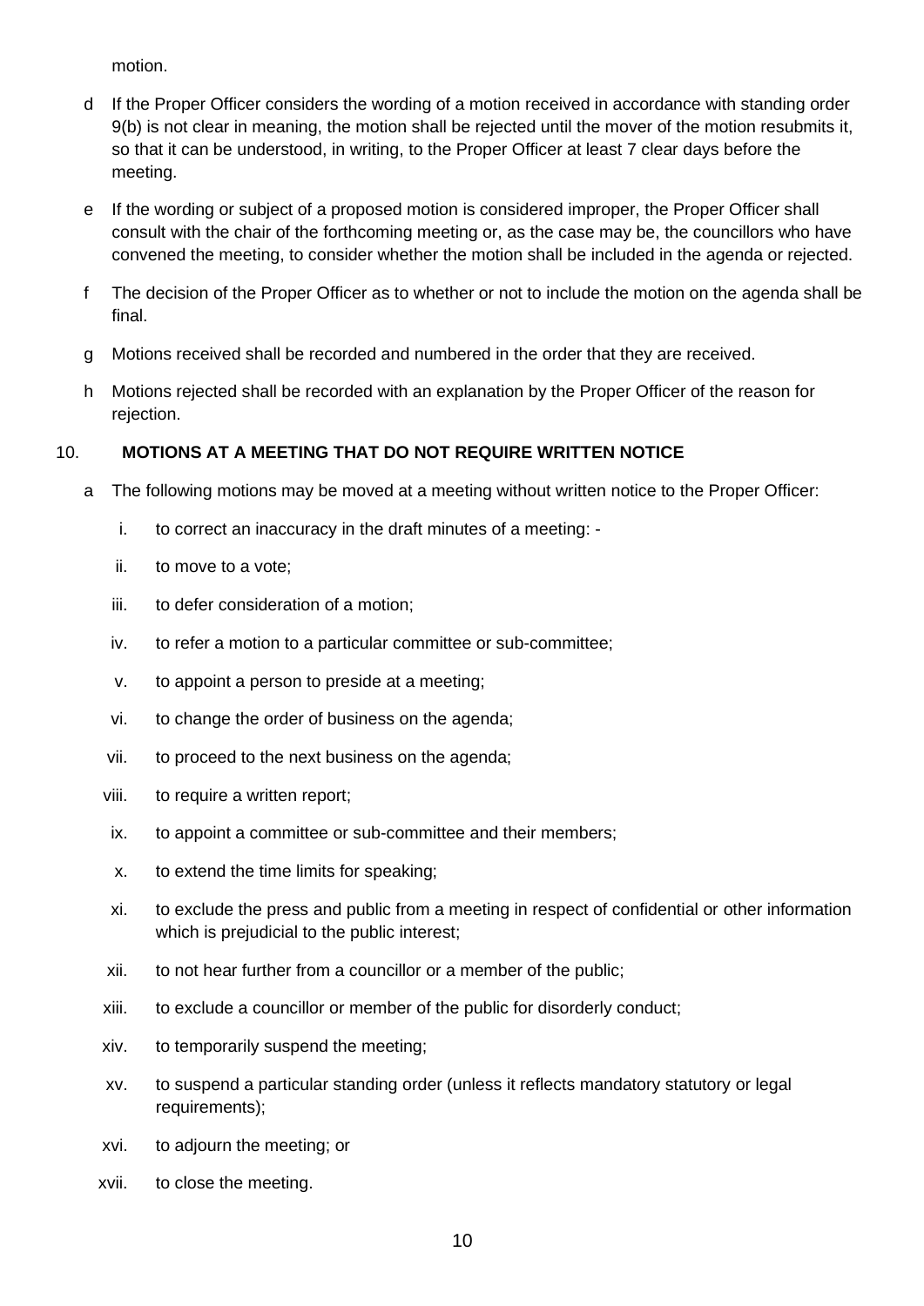motion.

d If the Proper Officer considers the wording of a motion received in accordance with standing order 9(b) is not clear in meaning, the motion shall be rejected until the mover of the motion resubmits it, so that it can be understood, in writing, to the Proper Officer at least 7 clear days before the meeting.

e If the wording or subject of a proposed motion is considered improper, the Proper Officer shall consult with the chair of the forthcoming meeting or, as the case may be, the councillors who have convened the meeting, to consider whether the motion shall be included in the agenda or rejected.

f The decision of the Proper Officer as to whether or not to include the motion on the agenda shall be final.

g Motions received shall be recorded and numbered in the order that they are received.

h Motions rejected shall be recorded with an explanation by the Proper Officer of the reason for rejection.

## 10. MOTIONS AT A MEETING THAT DO NOT REQUIRE WRITTEN NOTICE

a The following motions may be moved at a meeting without written notice to the Proper Officer:

i. to correct an inaccuracy in the draft minutes of a meeting: -

ii. to move to a vote;

iii. to defer consideration of a motion;

iv. to refer a motion to a particular committee or sub-committee;

v. to appoint a person to preside at a meeting;

vi. to change the order of business on the agenda;

vii. to proceed to the next business on the agenda;

viii. to require a written report;

ix. to appoint a committee or sub-committee and their members;

x. to extend the time limits for speaking;

xi. to exclude the press and public from a meeting in respect of confidential or other information which is prejudicial to the public interest;

xii. to not hear further from a councillor or a member of the public;

xiii. to exclude a councillor or member of the public for disorderly conduct;

xiv. to temporarily suspend the meeting;

xv. to suspend a particular standing order (unless it reflects mandatory statutory or legal requirements);

xvi. to adjourn the meeting; or

xvii. to close the meeting.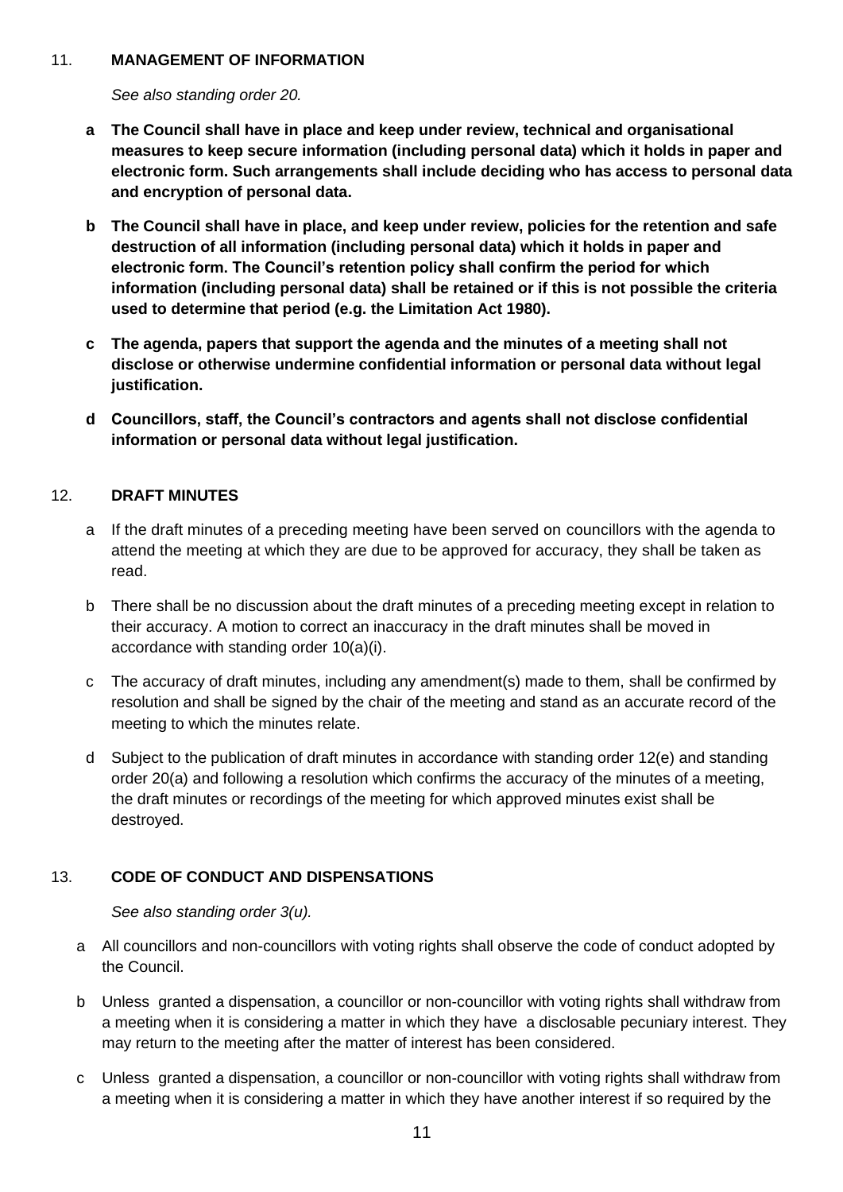## 11. MANAGEMENT OF INFORMATION

*See also standing order 20.*

- **a The Council shall have in place and keep under review, technical and organisational measures to keep secure information (including personal data) which it holds in paper and electronic form. Such arrangements shall include deciding who has access to personal data and encryption of personal data.**
- **b The Council shall have in place, and keep under review, policies for the retention and safe destruction of all information (including personal data) which it holds in paper and electronic form. The Council's retention policy shall confirm the period for which information (including personal data) shall be retained or if this is not possible the criteria used to determine that period (e.g. the Limitation Act 1980).**
- **c The agenda, papers that support the agenda and the minutes of a meeting shall not disclose or otherwise undermine confidential information or personal data without legal justification.**
- **d Councillors, staff, the Council's contractors and agents shall not disclose confidential information or personal data without legal justification.**

## 12. DRAFT MINUTES

- a If the draft minutes of a preceding meeting have been served on councillors with the agenda to attend the meeting at which they are due to be approved for accuracy, they shall be taken as read.
- b There shall be no discussion about the draft minutes of a preceding meeting except in relation to their accuracy. A motion to correct an inaccuracy in the draft minutes shall be moved in accordance with standing order 10(a)(i).
- c The accuracy of draft minutes, including any amendment(s) made to them, shall be confirmed by resolution and shall be signed by the chair of the meeting and stand as an accurate record of the meeting to which the minutes relate.
- d Subject to the publication of draft minutes in accordance with standing order 12(e) and standing order 20(a) and following a resolution which confirms the accuracy of the minutes of a meeting, the draft minutes or recordings of the meeting for which approved minutes exist shall be destroyed.

## 13. CODE OF CONDUCT AND DISPENSATIONS

*See also standing order 3(u).*

- a All councillors and non-councillors with voting rights shall observe the code of conduct adopted by the Council.
- b Unless granted a dispensation, a councillor or non-councillor with voting rights shall withdraw from a meeting when it is considering a matter in which they have a disclosable pecuniary interest. They may return to the meeting after the matter of interest has been considered.
- c Unless granted a dispensation, a councillor or non-councillor with voting rights shall withdraw from a meeting when it is considering a matter in which they have another interest if so required by the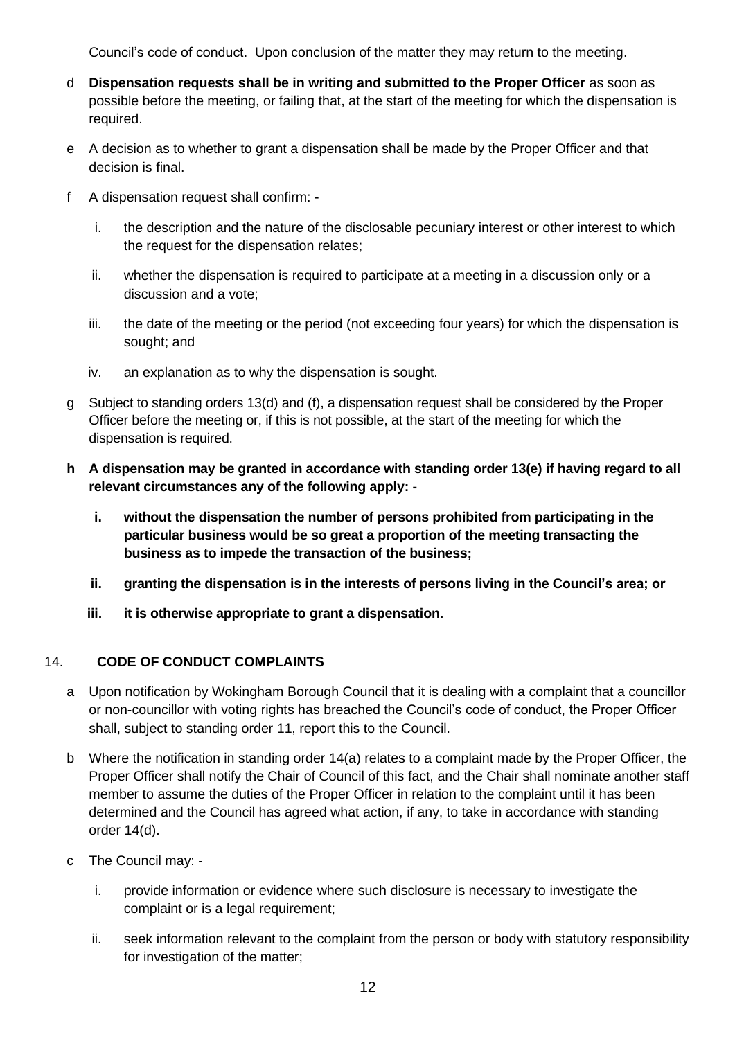Council's code of conduct. Upon conclusion of the matter they may return to the meeting.

d **Dispensation requests shall be in writing and submitted to the Proper Officer** as soon as possible before the meeting, or failing that, at the start of the meeting for which the dispensation is required.

e A decision as to whether to grant a dispensation shall be made by the Proper Officer and that decision is final.

f A dispensation request shall confirm: -

   i. the description and the nature of the disclosable pecuniary interest or other interest to which the request for the dispensation relates;

   ii. whether the dispensation is required to participate at a meeting in a discussion only or a discussion and a vote;

   iii. the date of the meeting or the period (not exceeding four years) for which the dispensation is sought; and

   iv. an explanation as to why the dispensation is sought.

g Subject to standing orders 13(d) and (f), a dispensation request shall be considered by the Proper Officer before the meeting or, if this is not possible, at the start of the meeting for which the dispensation is required.

**h A dispensation may be granted in accordance with standing order 13(e) if having regard to all relevant circumstances any of the following apply: -**

   **i. without the dispensation the number of persons prohibited from participating in the particular business would be so great a proportion of the meeting transacting the business as to impede the transaction of the business;**

   **ii. granting the dispensation is in the interests of persons living in the Council's area; or**

   **iii. it is otherwise appropriate to grant a dispensation.**

## 14. CODE OF CONDUCT COMPLAINTS

a Upon notification by Wokingham Borough Council that it is dealing with a complaint that a councillor or non-councillor with voting rights has breached the Council's code of conduct, the Proper Officer shall, subject to standing order 11, report this to the Council.

b Where the notification in standing order 14(a) relates to a complaint made by the Proper Officer, the Proper Officer shall notify the Chair of Council of this fact, and the Chair shall nominate another staff member to assume the duties of the Proper Officer in relation to the complaint until it has been determined and the Council has agreed what action, if any, to take in accordance with standing order 14(d).

c The Council may: -

   i. provide information or evidence where such disclosure is necessary to investigate the complaint or is a legal requirement;

   ii. seek information relevant to the complaint from the person or body with statutory responsibility for investigation of the matter;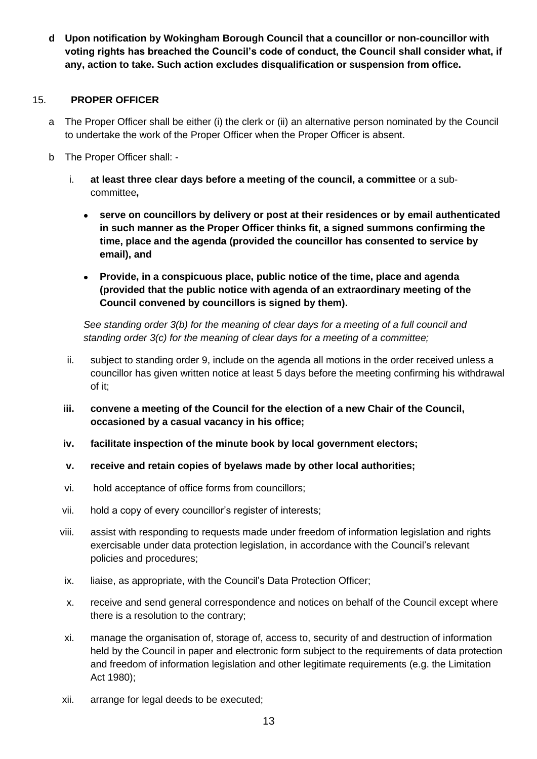**d Upon notification by Wokingham Borough Council that a councillor or non-councillor with voting rights has breached the Council's code of conduct, the Council shall consider what, if any, action to take. Such action excludes disqualification or suspension from office.**

## 15. PROPER OFFICER

a The Proper Officer shall be either (i) the clerk or (ii) an alternative person nominated by the Council to undertake the work of the Proper Officer when the Proper Officer is absent.

b The Proper Officer shall: -

i. **at least three clear days before a meeting of the council, a committee** or a sub-committee**,**

- **serve on councillors by delivery or post at their residences or by email authenticated in such manner as the Proper Officer thinks fit, a signed summons confirming the time, place and the agenda (provided the councillor has consented to service by email), and**
- **Provide, in a conspicuous place, public notice of the time, place and agenda (provided that the public notice with agenda of an extraordinary meeting of the Council convened by councillors is signed by them).**

*See standing order 3(b) for the meaning of clear days for a meeting of a full council and standing order 3(c) for the meaning of clear days for a meeting of a committee;*

ii. subject to standing order 9, include on the agenda all motions in the order received unless a councillor has given written notice at least 5 days before the meeting confirming his withdrawal of it;

**iii. convene a meeting of the Council for the election of a new Chair of the Council, occasioned by a casual vacancy in his office;**

**iv. facilitate inspection of the minute book by local government electors;**

**v. receive and retain copies of byelaws made by other local authorities;**

vi. hold acceptance of office forms from councillors;

vii. hold a copy of every councillor's register of interests;

viii. assist with responding to requests made under freedom of information legislation and rights exercisable under data protection legislation, in accordance with the Council's relevant policies and procedures;

ix. liaise, as appropriate, with the Council's Data Protection Officer;

x. receive and send general correspondence and notices on behalf of the Council except where there is a resolution to the contrary;

xi. manage the organisation of, storage of, access to, security of and destruction of information held by the Council in paper and electronic form subject to the requirements of data protection and freedom of information legislation and other legitimate requirements (e.g. the Limitation Act 1980);

xii. arrange for legal deeds to be executed;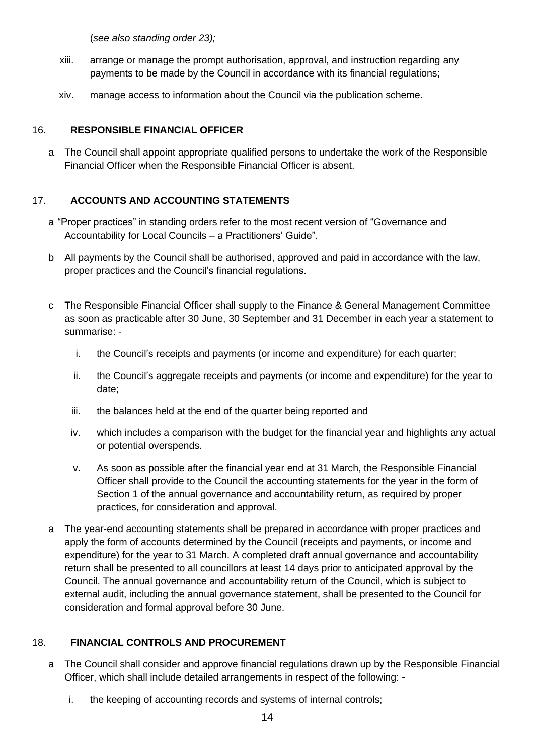(*see also standing order 23);*

xiii. arrange or manage the prompt authorisation, approval, and instruction regarding any payments to be made by the Council in accordance with its financial regulations;

xiv. manage access to information about the Council via the publication scheme.

## 16. RESPONSIBLE FINANCIAL OFFICER

a The Council shall appoint appropriate qualified persons to undertake the work of the Responsible Financial Officer when the Responsible Financial Officer is absent.

## 17. ACCOUNTS AND ACCOUNTING STATEMENTS

a "Proper practices" in standing orders refer to the most recent version of "Governance and Accountability for Local Councils – a Practitioners' Guide".

b All payments by the Council shall be authorised, approved and paid in accordance with the law, proper practices and the Council's financial regulations.

c The Responsible Financial Officer shall supply to the Finance & General Management Committee as soon as practicable after 30 June, 30 September and 31 December in each year a statement to summarise: -

i. the Council's receipts and payments (or income and expenditure) for each quarter;

ii. the Council's aggregate receipts and payments (or income and expenditure) for the year to date;

iii. the balances held at the end of the quarter being reported and

iv. which includes a comparison with the budget for the financial year and highlights any actual or potential overspends.

v. As soon as possible after the financial year end at 31 March, the Responsible Financial Officer shall provide to the Council the accounting statements for the year in the form of Section 1 of the annual governance and accountability return, as required by proper practices, for consideration and approval.

a The year-end accounting statements shall be prepared in accordance with proper practices and apply the form of accounts determined by the Council (receipts and payments, or income and expenditure) for the year to 31 March. A completed draft annual governance and accountability return shall be presented to all councillors at least 14 days prior to anticipated approval by the Council. The annual governance and accountability return of the Council, which is subject to external audit, including the annual governance statement, shall be presented to the Council for consideration and formal approval before 30 June.

## 18. FINANCIAL CONTROLS AND PROCUREMENT

a The Council shall consider and approve financial regulations drawn up by the Responsible Financial Officer, which shall include detailed arrangements in respect of the following: -

i. the keeping of accounting records and systems of internal controls;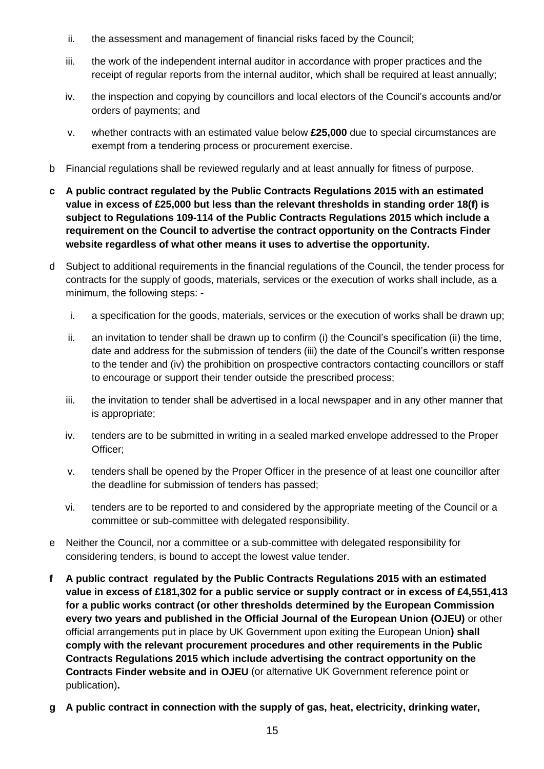ii. the assessment and management of financial risks faced by the Council;

iii. the work of the independent internal auditor in accordance with proper practices and the receipt of regular reports from the internal auditor, which shall be required at least annually;

iv. the inspection and copying by councillors and local electors of the Council's accounts and/or orders of payments; and

v. whether contracts with an estimated value below **£25,000** due to special circumstances are exempt from a tendering process or procurement exercise.

b Financial regulations shall be reviewed regularly and at least annually for fitness of purpose.

**c A public contract regulated by the Public Contracts Regulations 2015 with an estimated value in excess of £25,000 but less than the relevant thresholds in standing order 18(f) is subject to Regulations 109-114 of the Public Contracts Regulations 2015 which include a requirement on the Council to advertise the contract opportunity on the Contracts Finder website regardless of what other means it uses to advertise the opportunity.**

d Subject to additional requirements in the financial regulations of the Council, the tender process for contracts for the supply of goods, materials, services or the execution of works shall include, as a minimum, the following steps: -

i. a specification for the goods, materials, services or the execution of works shall be drawn up;

ii. an invitation to tender shall be drawn up to confirm (i) the Council's specification (ii) the time, date and address for the submission of tenders (iii) the date of the Council's written response to the tender and (iv) the prohibition on prospective contractors contacting councillors or staff to encourage or support their tender outside the prescribed process;

iii. the invitation to tender shall be advertised in a local newspaper and in any other manner that is appropriate;

iv. tenders are to be submitted in writing in a sealed marked envelope addressed to the Proper Officer;

v. tenders shall be opened by the Proper Officer in the presence of at least one councillor after the deadline for submission of tenders has passed;

vi. tenders are to be reported to and considered by the appropriate meeting of the Council or a committee or sub-committee with delegated responsibility.

e Neither the Council, nor a committee or a sub-committee with delegated responsibility for considering tenders, is bound to accept the lowest value tender.

**f A public contract regulated by the Public Contracts Regulations 2015 with an estimated value in excess of £181,302 for a public service or supply contract or in excess of £4,551,413 for a public works contract (or other thresholds determined by the European Commission every two years and published in the Official Journal of the European Union (OJEU)** or other official arrangements put in place by UK Government upon exiting the European Union**) shall comply with the relevant procurement procedures and other requirements in the Public Contracts Regulations 2015 which include advertising the contract opportunity on the Contracts Finder website and in OJEU** (or alternative UK Government reference point or publication)**.**

**g A public contract in connection with the supply of gas, heat, electricity, drinking water,**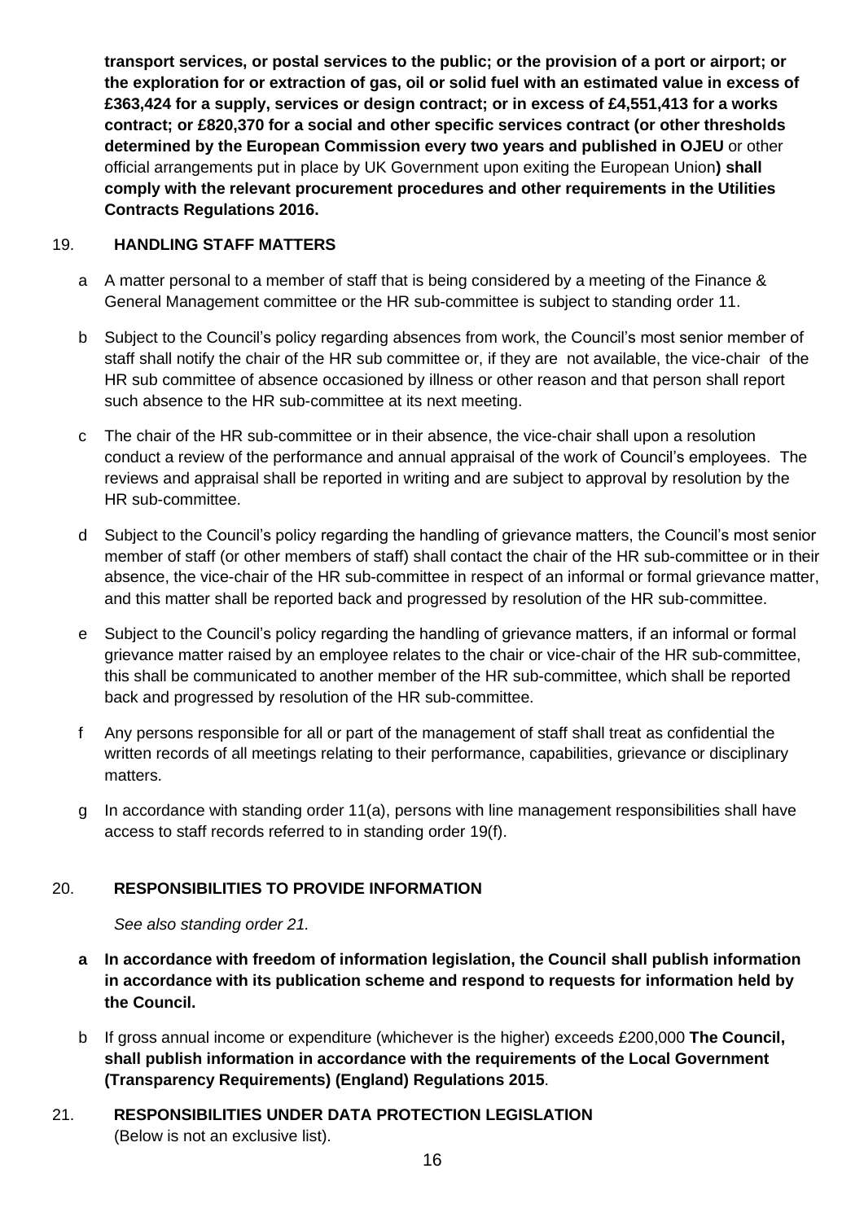**transport services, or postal services to the public; or the provision of a port or airport; or the exploration for or extraction of gas, oil or solid fuel with an estimated value in excess of £363,424 for a supply, services or design contract; or in excess of £4,551,413 for a works contract; or £820,370 for a social and other specific services contract (or other thresholds determined by the European Commission every two years and published in OJEU** or other official arrangements put in place by UK Government upon exiting the European Union**) shall comply with the relevant procurement procedures and other requirements in the Utilities Contracts Regulations 2016.**

## 19. HANDLING STAFF MATTERS

a A matter personal to a member of staff that is being considered by a meeting of the Finance & General Management committee or the HR sub-committee is subject to standing order 11.

b Subject to the Council's policy regarding absences from work, the Council's most senior member of staff shall notify the chair of the HR sub committee or, if they are not available, the vice-chair of the HR sub committee of absence occasioned by illness or other reason and that person shall report such absence to the HR sub-committee at its next meeting.

c The chair of the HR sub-committee or in their absence, the vice-chair shall upon a resolution conduct a review of the performance and annual appraisal of the work of Council's employees. The reviews and appraisal shall be reported in writing and are subject to approval by resolution by the HR sub-committee.

d Subject to the Council's policy regarding the handling of grievance matters, the Council's most senior member of staff (or other members of staff) shall contact the chair of the HR sub-committee or in their absence, the vice-chair of the HR sub-committee in respect of an informal or formal grievance matter, and this matter shall be reported back and progressed by resolution of the HR sub-committee.

e Subject to the Council's policy regarding the handling of grievance matters, if an informal or formal grievance matter raised by an employee relates to the chair or vice-chair of the HR sub-committee, this shall be communicated to another member of the HR sub-committee, which shall be reported back and progressed by resolution of the HR sub-committee.

f Any persons responsible for all or part of the management of staff shall treat as confidential the written records of all meetings relating to their performance, capabilities, grievance or disciplinary matters.

g In accordance with standing order 11(a), persons with line management responsibilities shall have access to staff records referred to in standing order 19(f).

## 20. RESPONSIBILITIES TO PROVIDE INFORMATION

*See also standing order 21.*

**a In accordance with freedom of information legislation, the Council shall publish information in accordance with its publication scheme and respond to requests for information held by the Council.**

b If gross annual income or expenditure (whichever is the higher) exceeds £200,000 **The Council, shall publish information in accordance with the requirements of the Local Government (Transparency Requirements) (England) Regulations 2015**.

## 21. RESPONSIBILITIES UNDER DATA PROTECTION LEGISLATION

(Below is not an exclusive list).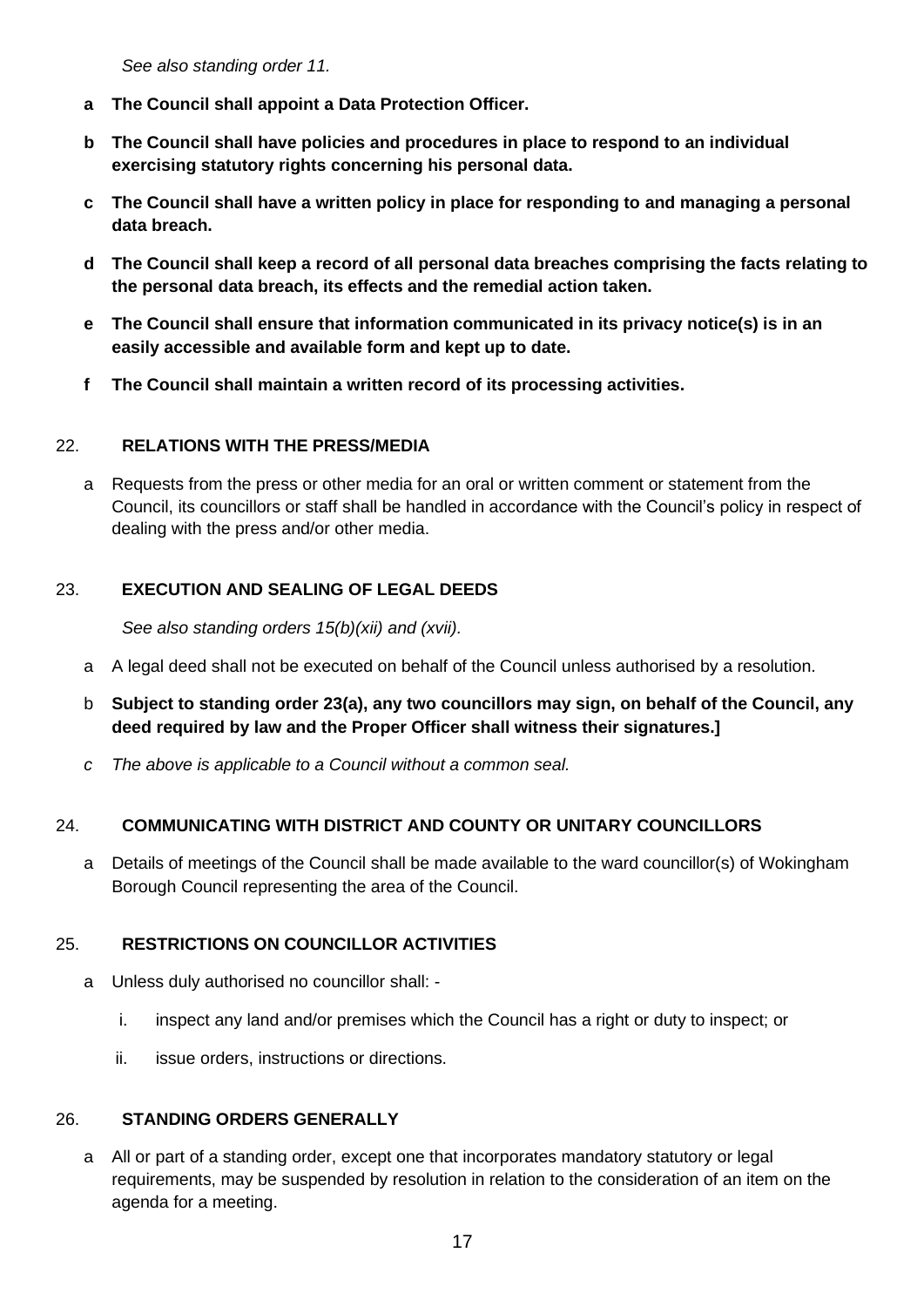*See also standing order 11.*

- **a** **The Council shall appoint a Data Protection Officer.**
- **b** **The Council shall have policies and procedures in place to respond to an individual exercising statutory rights concerning his personal data.**
- **c** **The Council shall have a written policy in place for responding to and managing a personal data breach.**
- **d** **The Council shall keep a record of all personal data breaches comprising the facts relating to the personal data breach, its effects and the remedial action taken.**
- **e** **The Council shall ensure that information communicated in its privacy notice(s) is in an easily accessible and available form and kept up to date.**
- **f** **The Council shall maintain a written record of its processing activities.**

## 22. RELATIONS WITH THE PRESS/MEDIA

- a Requests from the press or other media for an oral or written comment or statement from the Council, its councillors or staff shall be handled in accordance with the Council's policy in respect of dealing with the press and/or other media.

## 23. EXECUTION AND SEALING OF LEGAL DEEDS

*See also standing orders 15(b)(xii) and (xvii).*

- a A legal deed shall not be executed on behalf of the Council unless authorised by a resolution.
- b **Subject to standing order 23(a), any two councillors may sign, on behalf of the Council, any deed required by law and the Proper Officer shall witness their signatures.]**
- *c The above is applicable to a Council without a common seal.*

## 24. COMMUNICATING WITH DISTRICT AND COUNTY OR UNITARY COUNCILLORS

- a Details of meetings of the Council shall be made available to the ward councillor(s) of Wokingham Borough Council representing the area of the Council.

## 25. RESTRICTIONS ON COUNCILLOR ACTIVITIES

- a Unless duly authorised no councillor shall: -
  - i. inspect any land and/or premises which the Council has a right or duty to inspect; or
  - ii. issue orders, instructions or directions.

## 26. STANDING ORDERS GENERALLY

- a All or part of a standing order, except one that incorporates mandatory statutory or legal requirements, may be suspended by resolution in relation to the consideration of an item on the agenda for a meeting.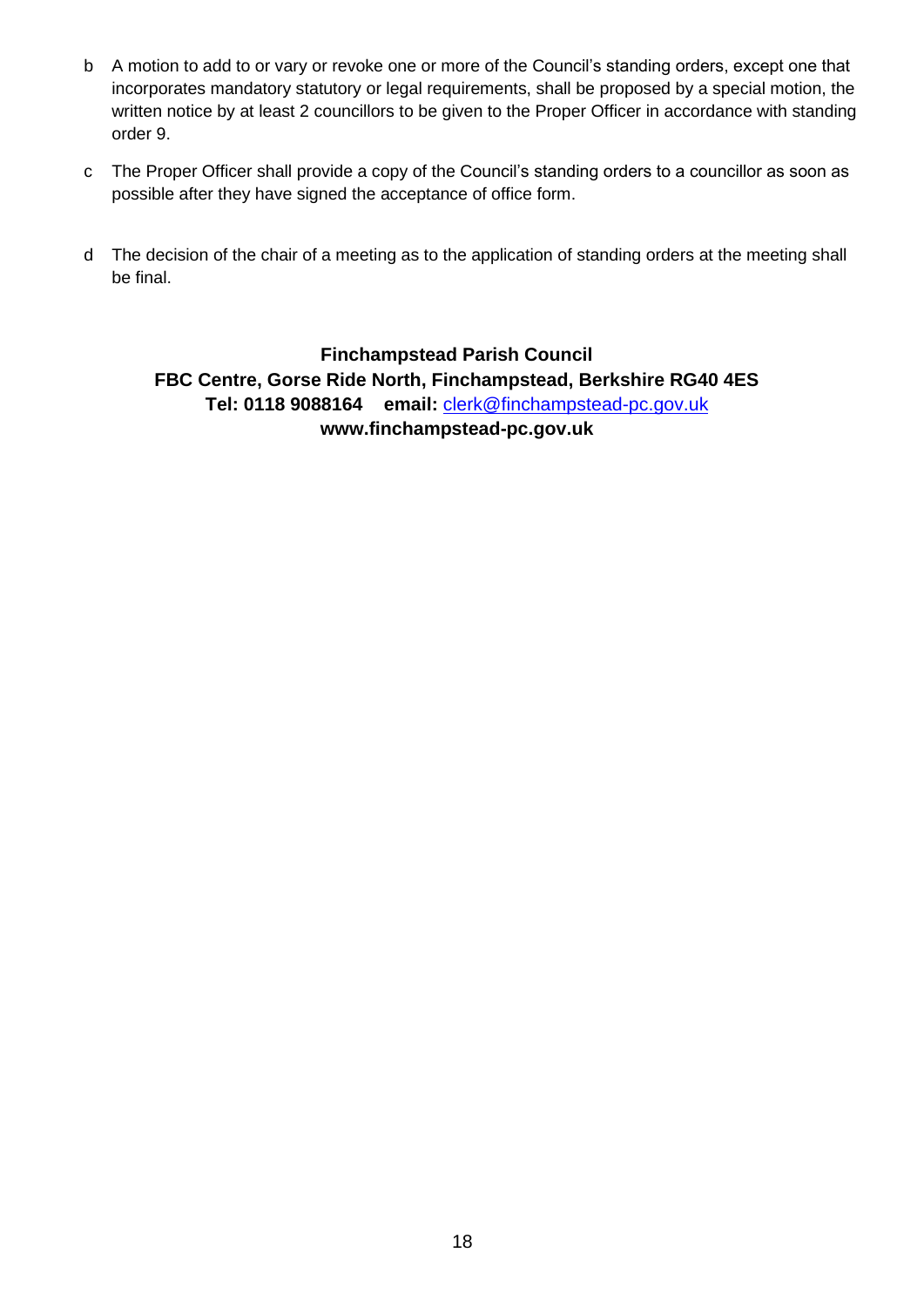b A motion to add to or vary or revoke one or more of the Council's standing orders, except one that incorporates mandatory statutory or legal requirements, shall be proposed by a special motion, the written notice by at least 2 councillors to be given to the Proper Officer in accordance with standing order 9.

c The Proper Officer shall provide a copy of the Council's standing orders to a councillor as soon as possible after they have signed the acceptance of office form.

d The decision of the chair of a meeting as to the application of standing orders at the meeting shall be final.

**Finchampstead Parish Council**
**FBC Centre, Gorse Ride North, Finchampstead, Berkshire RG40 4ES**
**Tel: 0118 9088164 email:** clerk@finchampstead-pc.gov.uk
**www.finchampstead-pc.gov.uk**